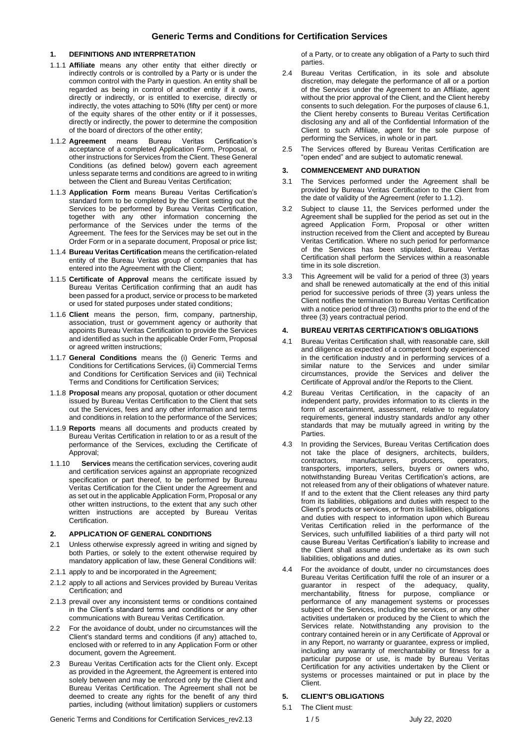# Generic Terms and Conditions for Certification Services

## 1. DEFINITIONS AND INTERPRETATION

1.1.1 **Affiliate** means any other entity that either directly or indirectly controls or is controlled by a Party or is under the common control with the Party in question. An entity shall be regarded as being in control of another entity if it owns, directly or indirectly, or is entitled to exercise, directly or indirectly, the votes attaching to 50% (fifty per cent) or more of the equity shares of the other entity or if it possesses, directly or indirectly, the power to determine the composition of the board of directors of the other entity;

1.1.2 **Agreement** means Bureau Veritas Certification's acceptance of a completed Application Form, Proposal, or other instructions for Services from the Client. These General Conditions (as defined below) govern each agreement unless separate terms and conditions are agreed to in writing between the Client and Bureau Veritas Certification;

1.1.3 **Application Form** means Bureau Veritas Certification's standard form to be completed by the Client setting out the Services to be performed by Bureau Veritas Certification, together with any other information concerning the performance of the Services under the terms of the Agreement. The fees for the Services may be set out in the Order Form or in a separate document, Proposal or price list;

1.1.4 **Bureau Veritas Certification** means the certification-related entity of the Bureau Veritas group of companies that has entered into the Agreement with the Client;

1.1.5 **Certificate of Approval** means the certificate issued by Bureau Veritas Certification confirming that an audit has been passed for a product, service or process to be marketed or used for stated purposes under stated conditions;

1.1.6 **Client** means the person, firm, company, partnership, association, trust or government agency or authority that appoints Bureau Veritas Certification to provide the Services and identified as such in the applicable Order Form, Proposal or agreed written instructions;

1.1.7 **General Conditions** means the (i) Generic Terms and Conditions for Certifications Services, (ii) Commercial Terms and Conditions for Certification Services and (iii) Technical Terms and Conditions for Certification Services;

1.1.8 **Proposal** means any proposal, quotation or other document issued by Bureau Veritas Certification to the Client that sets out the Services, fees and any other information and terms and conditions in relation to the performance of the Services;

1.1.9 **Reports** means all documents and products created by Bureau Veritas Certification in relation to or as a result of the performance of the Services, excluding the Certificate of Approval;

1.1.10 **Services** means the certification services, covering audit and certification services against an appropriate recognized specification or part thereof, to be performed by Bureau Veritas Certification for the Client under the Agreement and as set out in the applicable Application Form, Proposal or any other written instructions, to the extent that any such other written instructions are accepted by Bureau Veritas Certification.

## 2. APPLICATION OF GENERAL CONDITIONS

2.1 Unless otherwise expressly agreed in writing and signed by both Parties, or solely to the extent otherwise required by mandatory application of law, these General Conditions will:

2.1.1 apply to and be incorporated in the Agreement;

2.1.2 apply to all actions and Services provided by Bureau Veritas Certification; and

2.1.3 prevail over any inconsistent terms or conditions contained in the Client's standard terms and conditions or any other communications with Bureau Veritas Certification.

2.2 For the avoidance of doubt, under no circumstances will the Client's standard terms and conditions (if any) attached to, enclosed with or referred to in any Application Form or other document, govern the Agreement.

2.3 Bureau Veritas Certification acts for the Client only. Except as provided in the Agreement, the Agreement is entered into solely between and may be enforced only by the Client and Bureau Veritas Certification. The Agreement shall not be deemed to create any rights for the benefit of any third parties, including (without limitation) suppliers or customers of a Party, or to create any obligation of a Party to such third parties.

2.4 Bureau Veritas Certification, in its sole and absolute discretion, may delegate the performance of all or a portion of the Services under the Agreement to an Affiliate, agent without the prior approval of the Client, and the Client hereby consents to such delegation. For the purposes of clause 6.1, the Client hereby consents to Bureau Veritas Certification disclosing any and all of the Confidential Information of the Client to such Affiliate, agent for the sole purpose of performing the Services, in whole or in part.

2.5 The Services offered by Bureau Veritas Certification are "open ended" and are subject to automatic renewal.

## 3. COMMENCEMENT AND DURATION

3.1 The Services performed under the Agreement shall be provided by Bureau Veritas Certification to the Client from the date of validity of the Agreement (refer to 1.1.2).

3.2 Subject to clause 11, the Services performed under the Agreement shall be supplied for the period as set out in the agreed Application Form, Proposal or other written instruction received from the Client and accepted by Bureau Veritas Certification. Where no such period for performance of the Services has been stipulated, Bureau Veritas Certification shall perform the Services within a reasonable time in its sole discretion.

3.3 This Agreement will be valid for a period of three (3) years and shall be renewed automatically at the end of this initial period for successive periods of three (3) years unless the Client notifies the termination to Bureau Veritas Certification with a notice period of three (3) months prior to the end of the three (3) years contractual period.

## 4. BUREAU VERITAS CERTIFICATION'S OBLIGATIONS

4.1 Bureau Veritas Certification shall, with reasonable care, skill and diligence as expected of a competent body experienced in the certification industry and in performing services of a similar nature to the Services and under similar circumstances, provide the Services and deliver the Certificate of Approval and/or the Reports to the Client.

4.2 Bureau Veritas Certification, in the capacity of an independent party, provides information to its clients in the form of ascertainment, assessment, relative to regulatory requirements, general industry standards and/or any other standards that may be mutually agreed in writing by the Parties.

4.3 In providing the Services, Bureau Veritas Certification does not take the place of designers, architects, builders, contractors, manufacturers, producers, operators, transporters, importers, sellers, buyers or owners who, notwithstanding Bureau Veritas Certification's actions, are not released from any of their obligations of whatever nature. If and to the extent that the Client releases any third party from its liabilities, obligations and duties with respect to the Client's products or services, or from its liabilities, obligations and duties with respect to information upon which Bureau Veritas Certification relied in the performance of the Services, such unfulfilled liabilities of a third party will not cause Bureau Veritas Certification's liability to increase and the Client shall assume and undertake as its own such liabilities, obligations and duties.

4.4 For the avoidance of doubt, under no circumstances does Bureau Veritas Certification fulfil the role of an insurer or a guarantor in respect of the adequacy, quality, merchantability, fitness for purpose, compliance or performance of any management systems or processes subject of the Services, including the services, or any other activities undertaken or produced by the Client to which the Services relate. Notwithstanding any provision to the contrary contained herein or in any Certificate of Approval or in any Report, no warranty or guarantee, express or implied, including any warranty of merchantability or fitness for a particular purpose or use, is made by Bureau Veritas Certification for any activities undertaken by the Client or systems or processes maintained or put in place by the Client.

## 5. CLIENT'S OBLIGATIONS

5.1 The Client must: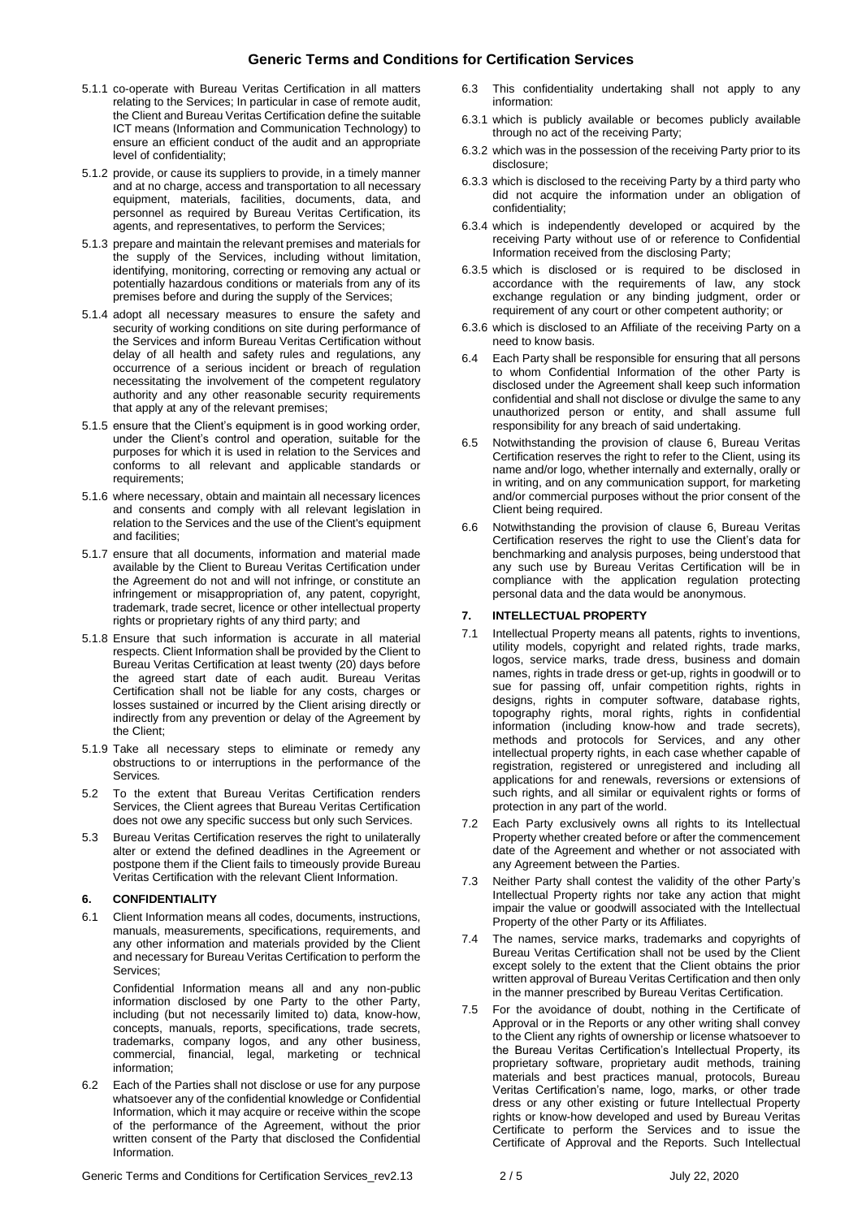5.1.1 co-operate with Bureau Veritas Certification in all matters relating to the Services; In particular in case of remote audit, the Client and Bureau Veritas Certification define the suitable ICT means (Information and Communication Technology) to ensure an efficient conduct of the audit and an appropriate level of confidentiality;

5.1.2 provide, or cause its suppliers to provide, in a timely manner and at no charge, access and transportation to all necessary equipment, materials, facilities, documents, data, and personnel as required by Bureau Veritas Certification, its agents, and representatives, to perform the Services;

5.1.3 prepare and maintain the relevant premises and materials for the supply of the Services, including without limitation, identifying, monitoring, correcting or removing any actual or potentially hazardous conditions or materials from any of its premises before and during the supply of the Services;

5.1.4 adopt all necessary measures to ensure the safety and security of working conditions on site during performance of the Services and inform Bureau Veritas Certification without delay of all health and safety rules and regulations, any occurrence of a serious incident or breach of regulation necessitating the involvement of the competent regulatory authority and any other reasonable security requirements that apply at any of the relevant premises;

5.1.5 ensure that the Client's equipment is in good working order, under the Client's control and operation, suitable for the purposes for which it is used in relation to the Services and conforms to all relevant and applicable standards or requirements;

5.1.6 where necessary, obtain and maintain all necessary licences and consents and comply with all relevant legislation in relation to the Services and the use of the Client's equipment and facilities;

5.1.7 ensure that all documents, information and material made available by the Client to Bureau Veritas Certification under the Agreement do not and will not infringe, or constitute an infringement or misappropriation of, any patent, copyright, trademark, trade secret, licence or other intellectual property rights or proprietary rights of any third party; and

5.1.8 Ensure that such information is accurate in all material respects. Client Information shall be provided by the Client to Bureau Veritas Certification at least twenty (20) days before the agreed start date of each audit. Bureau Veritas Certification shall not be liable for any costs, charges or losses sustained or incurred by the Client arising directly or indirectly from any prevention or delay of the Agreement by the Client;

5.1.9 Take all necessary steps to eliminate or remedy any obstructions to or interruptions in the performance of the Services.

5.2 To the extent that Bureau Veritas Certification renders Services, the Client agrees that Bureau Veritas Certification does not owe any specific success but only such Services.

5.3 Bureau Veritas Certification reserves the right to unilaterally alter or extend the defined deadlines in the Agreement or postpone them if the Client fails to timeously provide Bureau Veritas Certification with the relevant Client Information.

## 6. CONFIDENTIALITY

6.1 Client Information means all codes, documents, instructions, manuals, measurements, specifications, requirements, and any other information and materials provided by the Client and necessary for Bureau Veritas Certification to perform the Services;

Confidential Information means all and any non-public information disclosed by one Party to the other Party, including (but not necessarily limited to) data, know-how, concepts, manuals, reports, specifications, trade secrets, trademarks, company logos, and any other business, commercial, financial, legal, marketing or technical information;

6.2 Each of the Parties shall not disclose or use for any purpose whatsoever any of the confidential knowledge or Confidential Information, which it may acquire or receive within the scope of the performance of the Agreement, without the prior written consent of the Party that disclosed the Confidential Information.

6.3 This confidentiality undertaking shall not apply to any information:

6.3.1 which is publicly available or becomes publicly available through no act of the receiving Party;

6.3.2 which was in the possession of the receiving Party prior to its disclosure;

6.3.3 which is disclosed to the receiving Party by a third party who did not acquire the information under an obligation of confidentiality;

6.3.4 which is independently developed or acquired by the receiving Party without use of or reference to Confidential Information received from the disclosing Party;

6.3.5 which is disclosed or is required to be disclosed in accordance with the requirements of law, any stock exchange regulation or any binding judgment, order or requirement of any court or other competent authority; or

6.3.6 which is disclosed to an Affiliate of the receiving Party on a need to know basis.

6.4 Each Party shall be responsible for ensuring that all persons to whom Confidential Information of the other Party is disclosed under the Agreement shall keep such information confidential and shall not disclose or divulge the same to any unauthorized person or entity, and shall assume full responsibility for any breach of said undertaking.

6.5 Notwithstanding the provision of clause 6, Bureau Veritas Certification reserves the right to refer to the Client, using its name and/or logo, whether internally and externally, orally or in writing, and on any communication support, for marketing and/or commercial purposes without the prior consent of the Client being required.

6.6 Notwithstanding the provision of clause 6, Bureau Veritas Certification reserves the right to use the Client's data for benchmarking and analysis purposes, being understood that any such use by Bureau Veritas Certification will be in compliance with the application regulation protecting personal data and the data would be anonymous.

## 7. INTELLECTUAL PROPERTY

7.1 Intellectual Property means all patents, rights to inventions, utility models, copyright and related rights, trade marks, logos, service marks, trade dress, business and domain names, rights in trade dress or get-up, rights in goodwill or to sue for passing off, unfair competition rights, rights in designs, rights in computer software, database rights, topography rights, moral rights, rights in confidential information (including know-how and trade secrets), methods and protocols for Services, and any other intellectual property rights, in each case whether capable of registration, registered or unregistered and including all applications for and renewals, reversions or extensions of such rights, and all similar or equivalent rights or forms of protection in any part of the world.

7.2 Each Party exclusively owns all rights to its Intellectual Property whether created before or after the commencement date of the Agreement and whether or not associated with any Agreement between the Parties.

7.3 Neither Party shall contest the validity of the other Party's Intellectual Property rights nor take any action that might impair the value or goodwill associated with the Intellectual Property of the other Party or its Affiliates.

7.4 The names, service marks, trademarks and copyrights of Bureau Veritas Certification shall not be used by the Client except solely to the extent that the Client obtains the prior written approval of Bureau Veritas Certification and then only in the manner prescribed by Bureau Veritas Certification.

7.5 For the avoidance of doubt, nothing in the Certificate of Approval or in the Reports or any other writing shall convey to the Client any rights of ownership or license whatsoever to the Bureau Veritas Certification's Intellectual Property, its proprietary software, proprietary audit methods, training materials and best practices manual, protocols, Bureau Veritas Certification's name, logo, marks, or other trade dress or any other existing or future Intellectual Property rights or know-how developed and used by Bureau Veritas Certificate to perform the Services and to issue the Certificate of Approval and the Reports. Such Intellectual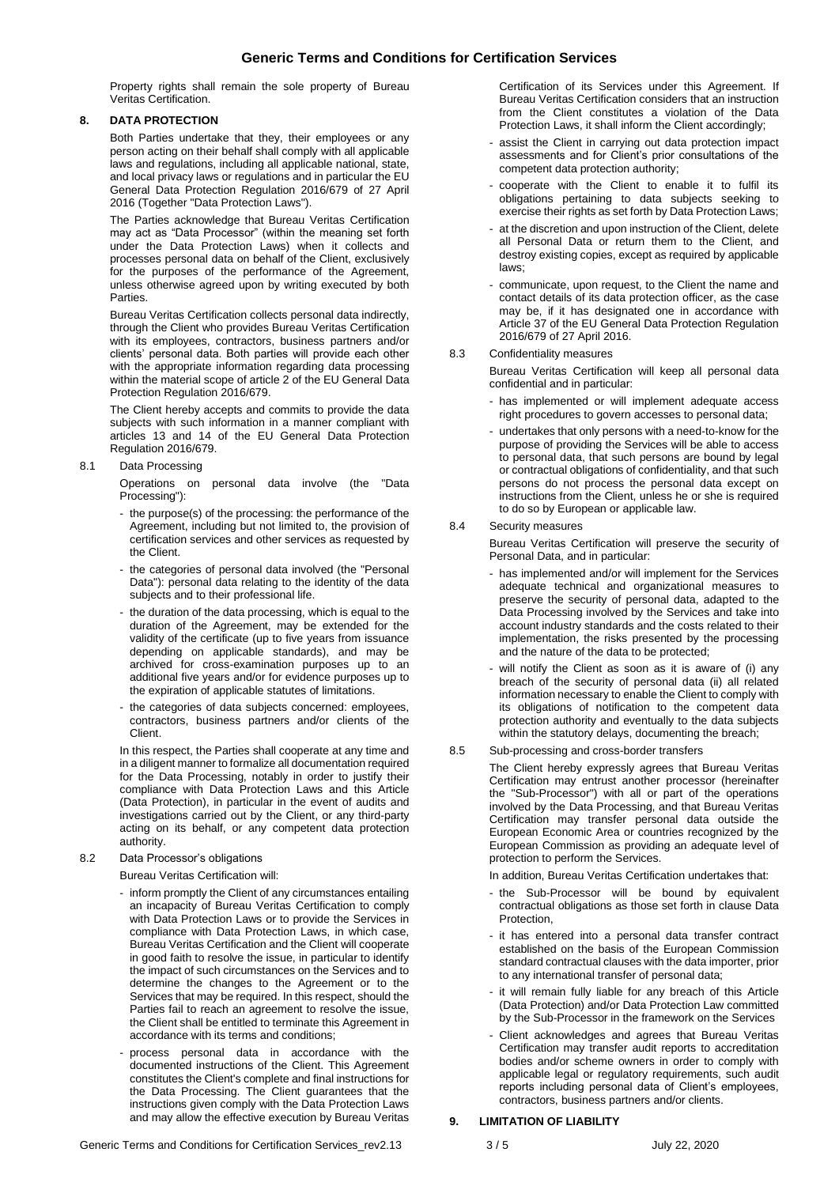Property rights shall remain the sole property of Bureau Veritas Certification.

## 8. DATA PROTECTION

Both Parties undertake that they, their employees or any person acting on their behalf shall comply with all applicable laws and regulations, including all applicable national, state, and local privacy laws or regulations and in particular the EU General Data Protection Regulation 2016/679 of 27 April 2016 (Together "Data Protection Laws").

The Parties acknowledge that Bureau Veritas Certification may act as "Data Processor" (within the meaning set forth under the Data Protection Laws) when it collects and processes personal data on behalf of the Client, exclusively for the purposes of the performance of the Agreement, unless otherwise agreed upon by writing executed by both Parties.

Bureau Veritas Certification collects personal data indirectly, through the Client who provides Bureau Veritas Certification with its employees, contractors, business partners and/or clients' personal data. Both parties will provide each other with the appropriate information regarding data processing within the material scope of article 2 of the EU General Data Protection Regulation 2016/679.

The Client hereby accepts and commits to provide the data subjects with such information in a manner compliant with articles 13 and 14 of the EU General Data Protection Regulation 2016/679.

### 8.1 Data Processing

Operations on personal data involve (the "Data Processing"):

- the purpose(s) of the processing: the performance of the Agreement, including but not limited to, the provision of certification services and other services as requested by the Client.
- the categories of personal data involved (the "Personal Data"): personal data relating to the identity of the data subjects and to their professional life.
- the duration of the data processing, which is equal to the duration of the Agreement, may be extended for the validity of the certificate (up to five years from issuance depending on applicable standards), and may be archived for cross-examination purposes up to an additional five years and/or for evidence purposes up to the expiration of applicable statutes of limitations.
- the categories of data subjects concerned: employees, contractors, business partners and/or clients of the Client.

In this respect, the Parties shall cooperate at any time and in a diligent manner to formalize all documentation required for the Data Processing, notably in order to justify their compliance with Data Protection Laws and this Article (Data Protection), in particular in the event of audits and investigations carried out by the Client, or any third-party acting on its behalf, or any competent data protection authority.

### 8.2 Data Processor's obligations

Bureau Veritas Certification will:

- inform promptly the Client of any circumstances entailing an incapacity of Bureau Veritas Certification to comply with Data Protection Laws or to provide the Services in compliance with Data Protection Laws, in which case, Bureau Veritas Certification and the Client will cooperate in good faith to resolve the issue, in particular to identify the impact of such circumstances on the Services and to determine the changes to the Agreement or to the Services that may be required. In this respect, should the Parties fail to reach an agreement to resolve the issue, the Client shall be entitled to terminate this Agreement in accordance with its terms and conditions;
- process personal data in accordance with the documented instructions of the Client. This Agreement constitutes the Client's complete and final instructions for the Data Processing. The Client guarantees that the instructions given comply with the Data Protection Laws and may allow the effective execution by Bureau Veritas Certification of its Services under this Agreement. If Bureau Veritas Certification considers that an instruction from the Client constitutes a violation of the Data Protection Laws, it shall inform the Client accordingly;
- assist the Client in carrying out data protection impact assessments and for Client's prior consultations of the competent data protection authority;
- cooperate with the Client to enable it to fulfil its obligations pertaining to data subjects seeking to exercise their rights as set forth by Data Protection Laws;
- at the discretion and upon instruction of the Client, delete all Personal Data or return them to the Client, and destroy existing copies, except as required by applicable laws;
- communicate, upon request, to the Client the name and contact details of its data protection officer, as the case may be, if it has designated one in accordance with Article 37 of the EU General Data Protection Regulation 2016/679 of 27 April 2016.

### 8.3 Confidentiality measures

Bureau Veritas Certification will keep all personal data confidential and in particular:

- has implemented or will implement adequate access right procedures to govern accesses to personal data;
- undertakes that only persons with a need-to-know for the purpose of providing the Services will be able to access to personal data, that such persons are bound by legal or contractual obligations of confidentiality, and that such persons do not process the personal data except on instructions from the Client, unless he or she is required to do so by European or applicable law.

### 8.4 Security measures

Bureau Veritas Certification will preserve the security of Personal Data, and in particular:

- has implemented and/or will implement for the Services adequate technical and organizational measures to preserve the security of personal data, adapted to the Data Processing involved by the Services and take into account industry standards and the costs related to their implementation, the risks presented by the processing and the nature of the data to be protected;
- will notify the Client as soon as it is aware of (i) any breach of the security of personal data (ii) all related information necessary to enable the Client to comply with its obligations of notification to the competent data protection authority and eventually to the data subjects within the statutory delays, documenting the breach;

### 8.5 Sub-processing and cross-border transfers

The Client hereby expressly agrees that Bureau Veritas Certification may entrust another processor (hereinafter the "Sub-Processor") with all or part of the operations involved by the Data Processing, and that Bureau Veritas Certification may transfer personal data outside the European Economic Area or countries recognized by the European Commission as providing an adequate level of protection to perform the Services.

In addition, Bureau Veritas Certification undertakes that:

- the Sub-Processor will be bound by equivalent contractual obligations as those set forth in clause Data Protection,
- it has entered into a personal data transfer contract established on the basis of the European Commission standard contractual clauses with the data importer, prior to any international transfer of personal data;
- it will remain fully liable for any breach of this Article (Data Protection) and/or Data Protection Law committed by the Sub-Processor in the framework on the Services
- Client acknowledges and agrees that Bureau Veritas Certification may transfer audit reports to accreditation bodies and/or scheme owners in order to comply with applicable legal or regulatory requirements, such audit reports including personal data of Client's employees, contractors, business partners and/or clients.

## 9. LIMITATION OF LIABILITY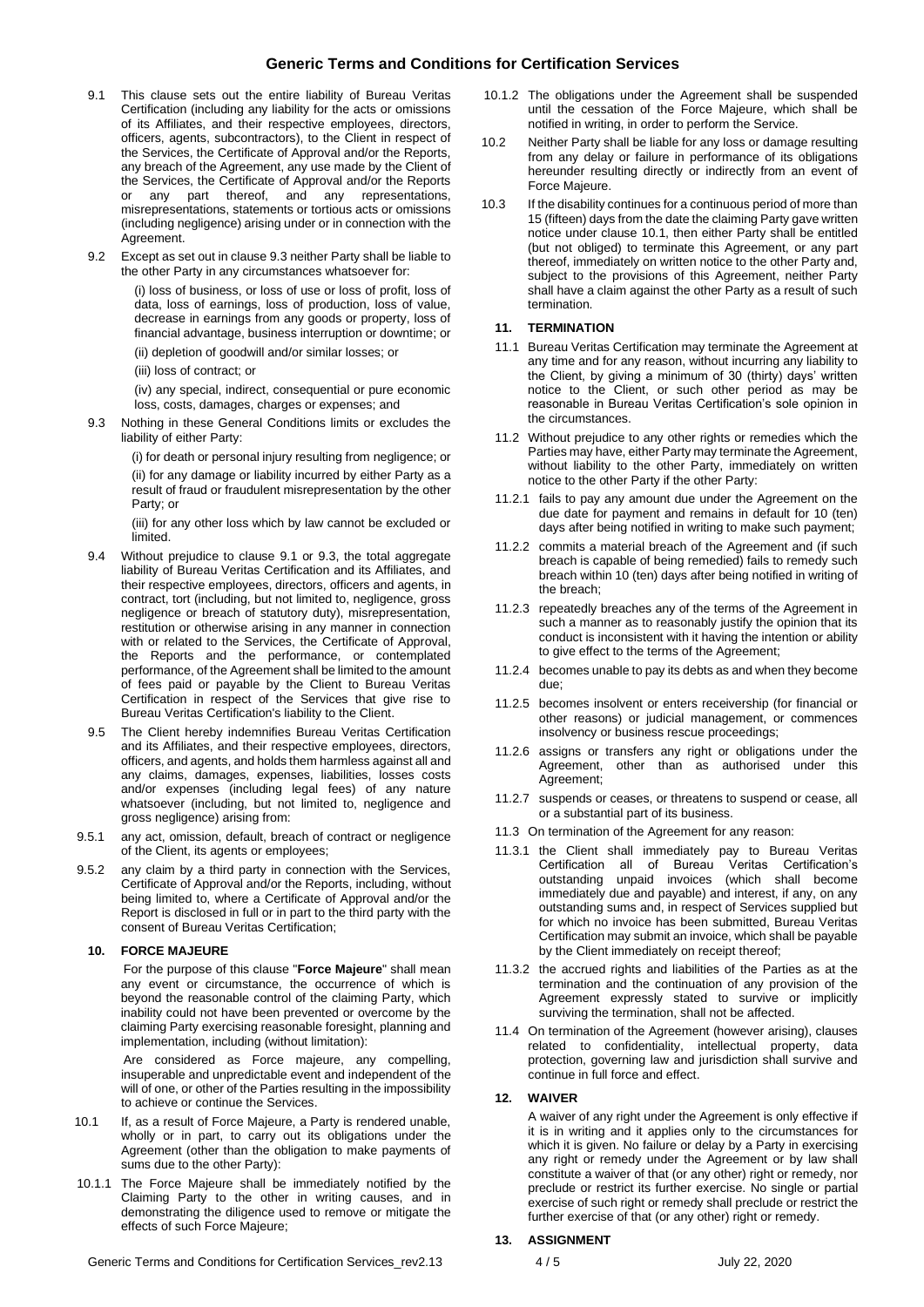9.1 This clause sets out the entire liability of Bureau Veritas Certification (including any liability for the acts or omissions of its Affiliates, and their respective employees, directors, officers, agents, subcontractors), to the Client in respect of the Services, the Certificate of Approval and/or the Reports, any breach of the Agreement, any use made by the Client of the Services, the Certificate of Approval and/or the Reports or any part thereof, and any representations, misrepresentations, statements or tortious acts or omissions (including negligence) arising under or in connection with the Agreement.

9.2 Except as set out in clause 9.3 neither Party shall be liable to the other Party in any circumstances whatsoever for:

(i) loss of business, or loss of use or loss of profit, loss of data, loss of earnings, loss of production, loss of value, decrease in earnings from any goods or property, loss of financial advantage, business interruption or downtime; or

(ii) depletion of goodwill and/or similar losses; or

(iii) loss of contract; or

(iv) any special, indirect, consequential or pure economic loss, costs, damages, charges or expenses; and

9.3 Nothing in these General Conditions limits or excludes the liability of either Party:

(i) for death or personal injury resulting from negligence; or

(ii) for any damage or liability incurred by either Party as a result of fraud or fraudulent misrepresentation by the other Party; or

(iii) for any other loss which by law cannot be excluded or limited.

9.4 Without prejudice to clause 9.1 or 9.3, the total aggregate liability of Bureau Veritas Certification and its Affiliates, and their respective employees, directors, officers and agents, in contract, tort (including, but not limited to, negligence, gross negligence or breach of statutory duty), misrepresentation, restitution or otherwise arising in any manner in connection with or related to the Services, the Certificate of Approval, the Reports and the performance, or contemplated performance, of the Agreement shall be limited to the amount of fees paid or payable by the Client to Bureau Veritas Certification in respect of the Services that give rise to Bureau Veritas Certification's liability to the Client.

9.5 The Client hereby indemnifies Bureau Veritas Certification and its Affiliates, and their respective employees, directors, officers, and agents, and holds them harmless against all and any claims, damages, expenses, liabilities, losses costs and/or expenses (including legal fees) of any nature whatsoever (including, but not limited to, negligence and gross negligence) arising from:

9.5.1 any act, omission, default, breach of contract or negligence of the Client, its agents or employees;

9.5.2 any claim by a third party in connection with the Services, Certificate of Approval and/or the Reports, including, without being limited to, where a Certificate of Approval and/or the Report is disclosed in full or in part to the third party with the consent of Bureau Veritas Certification;

## 10. FORCE MAJEURE

For the purpose of this clause "**Force Majeure**" shall mean any event or circumstance, the occurrence of which is beyond the reasonable control of the claiming Party, which inability could not have been prevented or overcome by the claiming Party exercising reasonable foresight, planning and implementation, including (without limitation):

Are considered as Force majeure, any compelling, insuperable and unpredictable event and independent of the will of one, or other of the Parties resulting in the impossibility to achieve or continue the Services.

10.1 If, as a result of Force Majeure, a Party is rendered unable, wholly or in part, to carry out its obligations under the Agreement (other than the obligation to make payments of sums due to the other Party):

10.1.1 The Force Majeure shall be immediately notified by the Claiming Party to the other in writing causes, and in demonstrating the diligence used to remove or mitigate the effects of such Force Majeure;

10.1.2 The obligations under the Agreement shall be suspended until the cessation of the Force Majeure, which shall be notified in writing, in order to perform the Service.

10.2 Neither Party shall be liable for any loss or damage resulting from any delay or failure in performance of its obligations hereunder resulting directly or indirectly from an event of Force Majeure.

10.3 If the disability continues for a continuous period of more than 15 (fifteen) days from the date the claiming Party gave written notice under clause 10.1, then either Party shall be entitled (but not obliged) to terminate this Agreement, or any part thereof, immediately on written notice to the other Party and, subject to the provisions of this Agreement, neither Party shall have a claim against the other Party as a result of such termination.

## 11. TERMINATION

11.1 Bureau Veritas Certification may terminate the Agreement at any time and for any reason, without incurring any liability to the Client, by giving a minimum of 30 (thirty) days' written notice to the Client, or such other period as may be reasonable in Bureau Veritas Certification's sole opinion in the circumstances.

11.2 Without prejudice to any other rights or remedies which the Parties may have, either Party may terminate the Agreement, without liability to the other Party, immediately on written notice to the other Party if the other Party:

11.2.1 fails to pay any amount due under the Agreement on the due date for payment and remains in default for 10 (ten) days after being notified in writing to make such payment;

11.2.2 commits a material breach of the Agreement and (if such breach is capable of being remedied) fails to remedy such breach within 10 (ten) days after being notified in writing of the breach;

11.2.3 repeatedly breaches any of the terms of the Agreement in such a manner as to reasonably justify the opinion that its conduct is inconsistent with it having the intention or ability to give effect to the terms of the Agreement;

11.2.4 becomes unable to pay its debts as and when they become due;

11.2.5 becomes insolvent or enters receivership (for financial or other reasons) or judicial management, or commences insolvency or business rescue proceedings;

11.2.6 assigns or transfers any right or obligations under the Agreement, other than as authorised under this Agreement;

11.2.7 suspends or ceases, or threatens to suspend or cease, all or a substantial part of its business.

11.3 On termination of the Agreement for any reason:

11.3.1 the Client shall immediately pay to Bureau Veritas Certification all of Bureau Veritas Certification's outstanding unpaid invoices (which shall become immediately due and payable) and interest, if any, on any outstanding sums and, in respect of Services supplied but for which no invoice has been submitted, Bureau Veritas Certification may submit an invoice, which shall be payable by the Client immediately on receipt thereof;

11.3.2 the accrued rights and liabilities of the Parties as at the termination and the continuation of any provision of the Agreement expressly stated to survive or implicitly surviving the termination, shall not be affected.

11.4 On termination of the Agreement (however arising), clauses related to confidentiality, intellectual property, data protection, governing law and jurisdiction shall survive and continue in full force and effect.

## 12. WAIVER

A waiver of any right under the Agreement is only effective if it is in writing and it applies only to the circumstances for which it is given. No failure or delay by a Party in exercising any right or remedy under the Agreement or by law shall constitute a waiver of that (or any other) right or remedy, nor preclude or restrict its further exercise. No single or partial exercise of such right or remedy shall preclude or restrict the further exercise of that (or any other) right or remedy.

## 13. ASSIGNMENT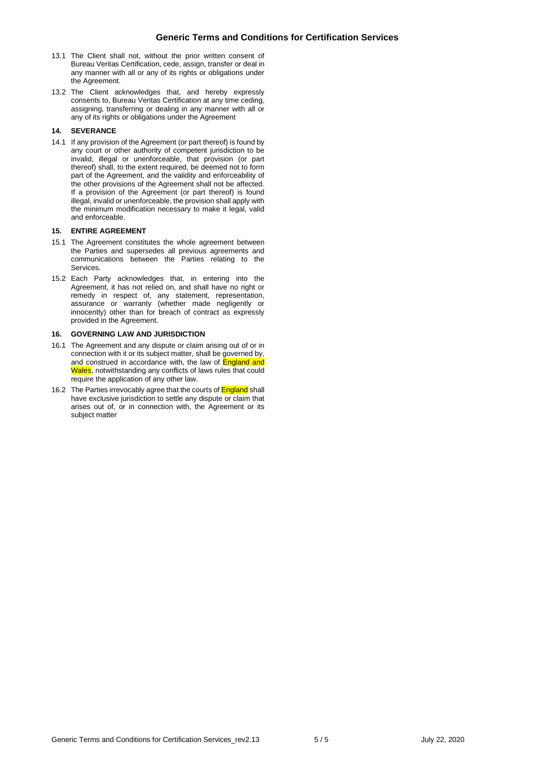13.1 The Client shall not, without the prior written consent of Bureau Veritas Certification, cede, assign, transfer or deal in any manner with all or any of its rights or obligations under the Agreement.

13.2 The Client acknowledges that, and hereby expressly consents to, Bureau Veritas Certification at any time ceding, assigning, transferring or dealing in any manner with all or any of its rights or obligations under the Agreement

## 14. SEVERANCE

14.1 If any provision of the Agreement (or part thereof) is found by any court or other authority of competent jurisdiction to be invalid, illegal or unenforceable, that provision (or part thereof) shall, to the extent required, be deemed not to form part of the Agreement, and the validity and enforceability of the other provisions of the Agreement shall not be affected. If a provision of the Agreement (or part thereof) is found illegal, invalid or unenforceable, the provision shall apply with the minimum modification necessary to make it legal, valid and enforceable.

## 15. ENTIRE AGREEMENT

15.1 The Agreement constitutes the whole agreement between the Parties and supersedes all previous agreements and communications between the Parties relating to the Services.

15.2 Each Party acknowledges that, in entering into the Agreement, it has not relied on, and shall have no right or remedy in respect of, any statement, representation, assurance or warranty (whether made negligently or innocently) other than for breach of contract as expressly provided in the Agreement.

## 16. GOVERNING LAW AND JURISDICTION

16.1 The Agreement and any dispute or claim arising out of or in connection with it or its subject matter, shall be governed by, and construed in accordance with, the law of England and Wales, notwithstanding any conflicts of laws rules that could require the application of any other law.

16.2 The Parties irrevocably agree that the courts of England shall have exclusive jurisdiction to settle any dispute or claim that arises out of, or in connection with, the Agreement or its subject matter